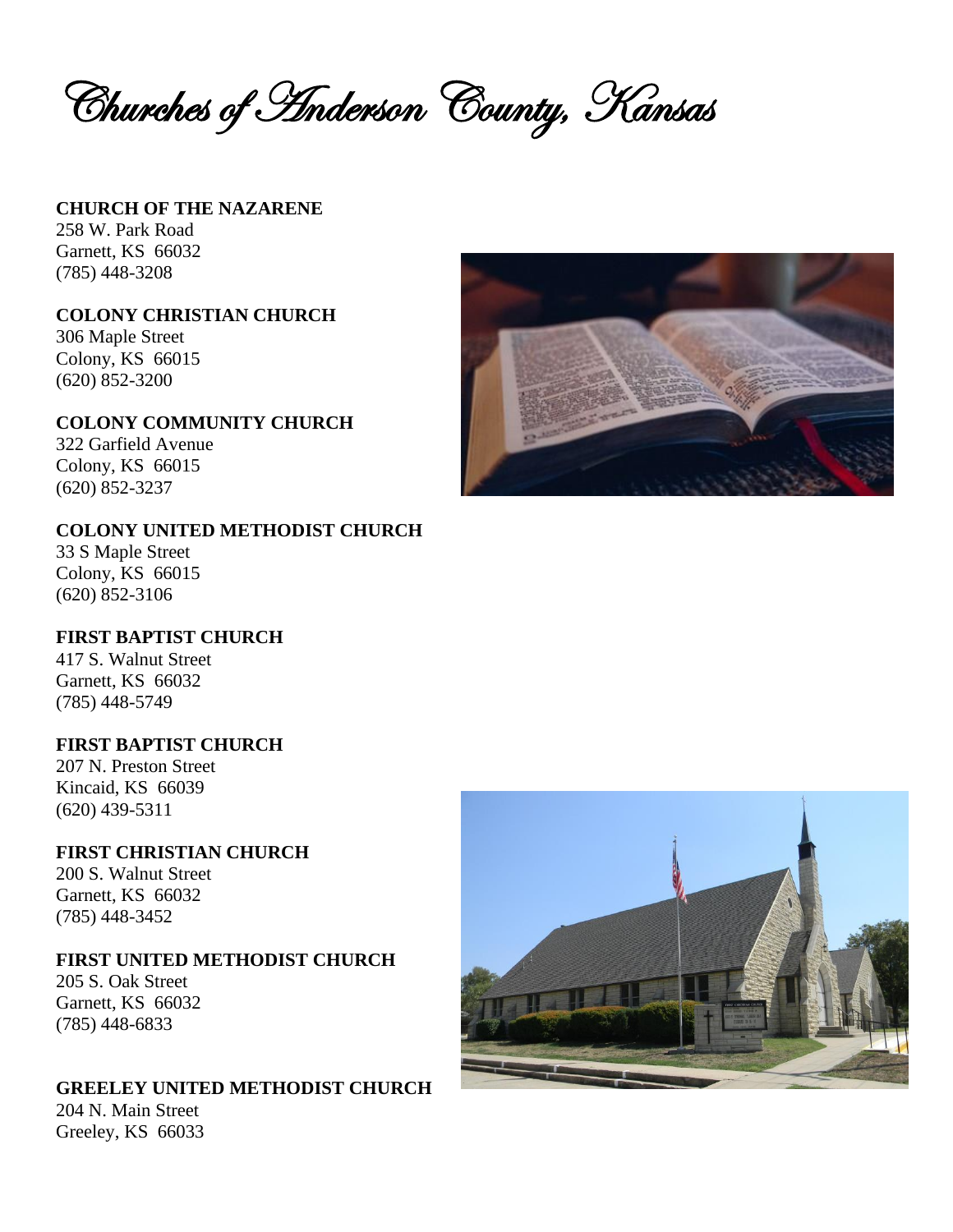# Churches of Anderson County, Kansas

**CHURCH OF THE NAZARENE**
258 W. Park Road
Garnett, KS 66032
(785) 448-3208

**COLONY CHRISTIAN CHURCH**
306 Maple Street
Colony, KS 66015
(620) 852-3200

**COLONY COMMUNITY CHURCH**
322 Garfield Avenue
Colony, KS 66015
(620) 852-3237

**COLONY UNITED METHODIST CHURCH**
33 S Maple Street
Colony, KS 66015
(620) 852-3106

**FIRST BAPTIST CHURCH**
417 S. Walnut Street
Garnett, KS 66032
(785) 448-5749

**FIRST BAPTIST CHURCH**
207 N. Preston Street
Kincaid, KS 66039
(620) 439-5311

**FIRST CHRISTIAN CHURCH**
200 S. Walnut Street
Garnett, KS 66032
(785) 448-3452

**FIRST UNITED METHODIST CHURCH**
205 S. Oak Street
Garnett, KS 66032
(785) 448-6833

**GREELEY UNITED METHODIST CHURCH**
204 N. Main Street
Greeley, KS 66033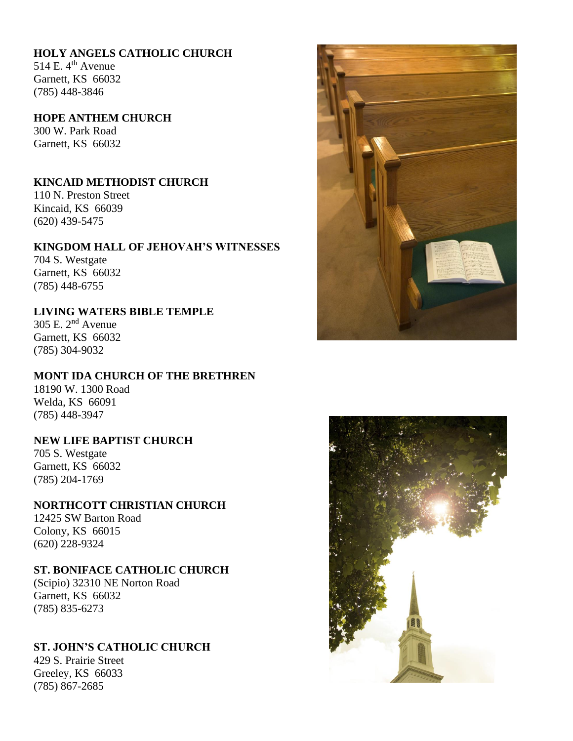**HOLY ANGELS CATHOLIC CHURCH**
514 E. 4th Avenue
Garnett, KS 66032
(785) 448-3846

**HOPE ANTHEM CHURCH**
300 W. Park Road
Garnett, KS 66032

**KINCAID METHODIST CHURCH**
110 N. Preston Street
Kincaid, KS 66039
(620) 439-5475

**KINGDOM HALL OF JEHOVAH'S WITNESSES**
704 S. Westgate
Garnett, KS 66032
(785) 448-6755

**LIVING WATERS BIBLE TEMPLE**
305 E. 2nd Avenue
Garnett, KS 66032
(785) 304-9032

**MONT IDA CHURCH OF THE BRETHREN**
18190 W. 1300 Road
Welda, KS 66091
(785) 448-3947

**NEW LIFE BAPTIST CHURCH**
705 S. Westgate
Garnett, KS 66032
(785) 204-1769

**NORTHCOTT CHRISTIAN CHURCH**
12425 SW Barton Road
Colony, KS 66015
(620) 228-9324

**ST. BONIFACE CATHOLIC CHURCH**
(Scipio) 32310 NE Norton Road
Garnett, KS 66032
(785) 835-6273

**ST. JOHN'S CATHOLIC CHURCH**
429 S. Prairie Street
Greeley, KS 66033
(785) 867-2685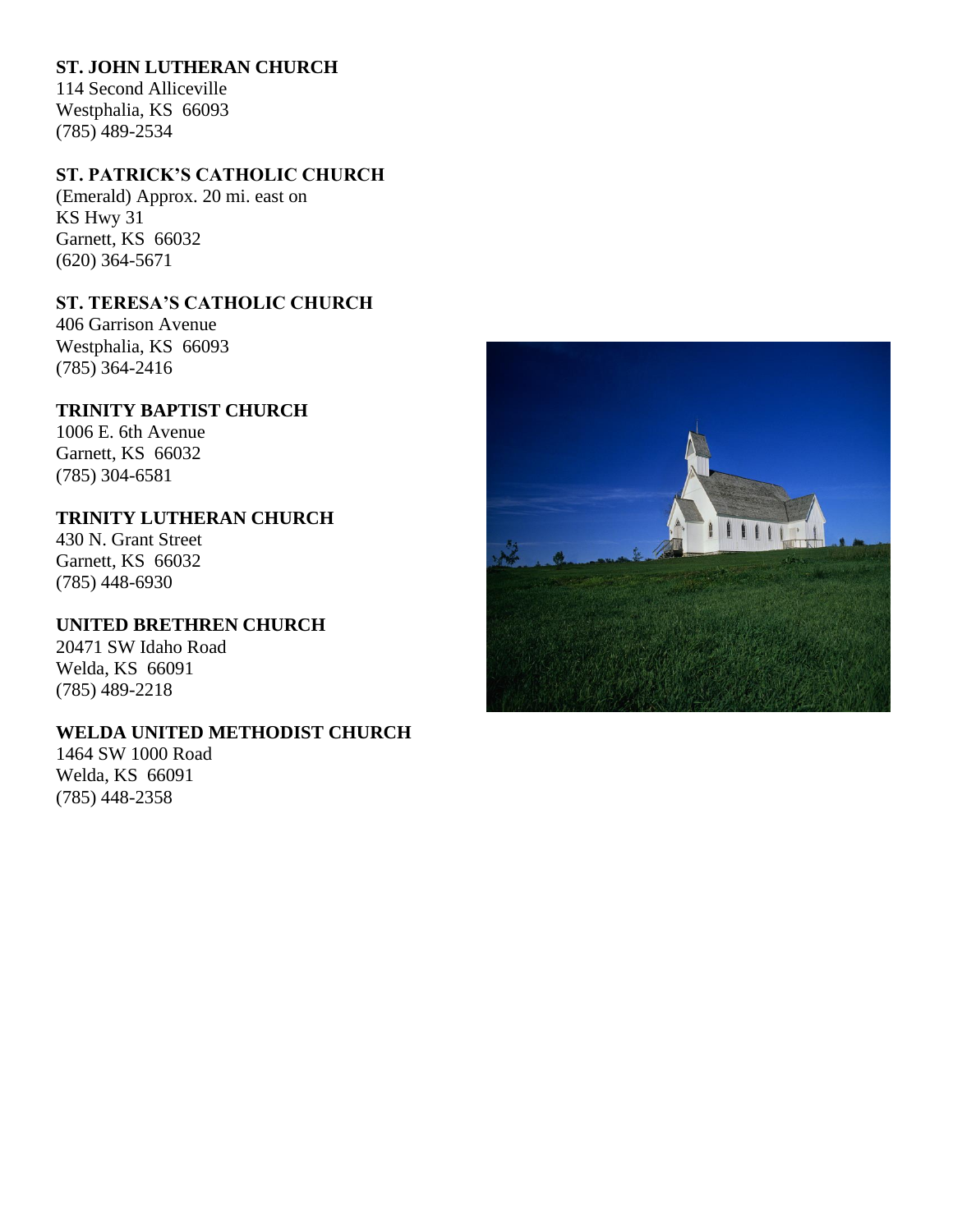**ST. JOHN LUTHERAN CHURCH**
114 Second Alliceville
Westphalia, KS 66093
(785) 489-2534

**ST. PATRICK'S CATHOLIC CHURCH**
(Emerald) Approx. 20 mi. east on
KS Hwy 31
Garnett, KS 66032
(620) 364-5671

**ST. TERESA'S CATHOLIC CHURCH**
406 Garrison Avenue
Westphalia, KS 66093
(785) 364-2416

**TRINITY BAPTIST CHURCH**
1006 E. 6th Avenue
Garnett, KS 66032
(785) 304-6581

**TRINITY LUTHERAN CHURCH**
430 N. Grant Street
Garnett, KS 66032
(785) 448-6930

**UNITED BRETHREN CHURCH**
20471 SW Idaho Road
Welda, KS 66091
(785) 489-2218

**WELDA UNITED METHODIST CHURCH**
1464 SW 1000 Road
Welda, KS 66091
(785) 448-2358